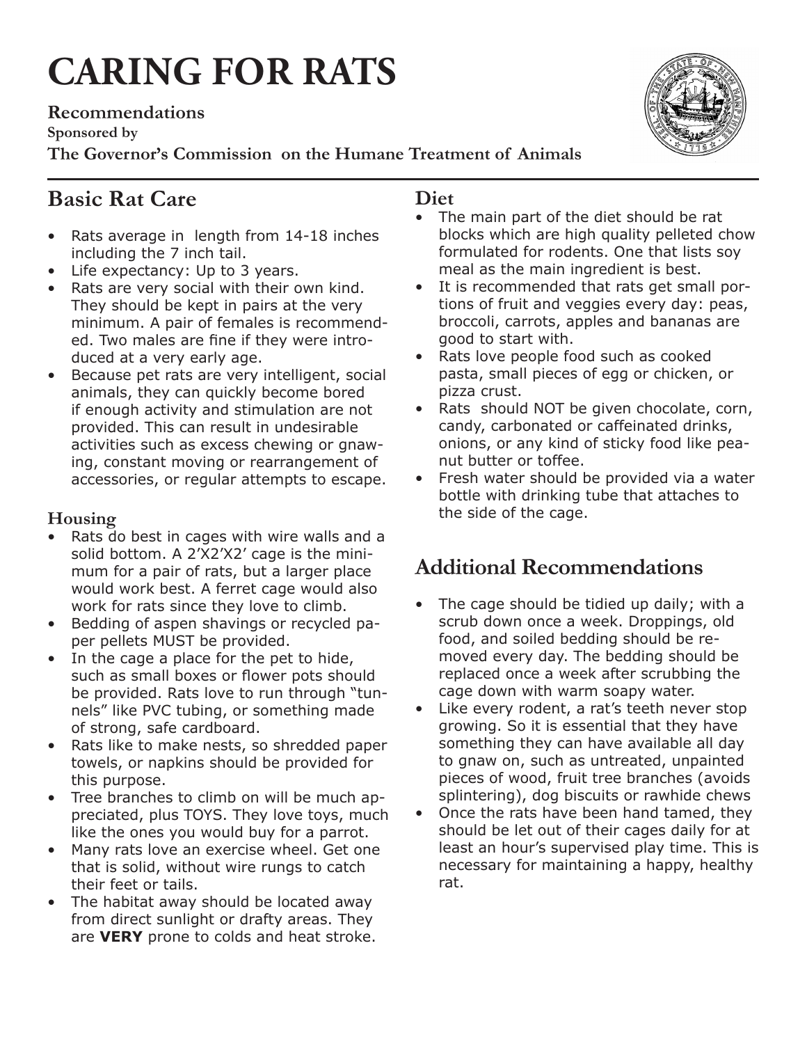# CARING FOR RATS

**Recommendations**

**Sponsored by**

**The Governor's Commission on the Humane Treatment of Animals**

## Basic Rat Care

- Rats average in length from 14-18 inches including the 7 inch tail.
- Life expectancy: Up to 3 years.
- Rats are very social with their own kind. They should be kept in pairs at the very minimum. A pair of females is recommended. Two males are fine if they were introduced at a very early age.
- Because pet rats are very intelligent, social animals, they can quickly become bored if enough activity and stimulation are not provided. This can result in undesirable activities such as excess chewing or gnawing, constant moving or rearrangement of accessories, or regular attempts to escape.

### Housing

- Rats do best in cages with wire walls and a solid bottom. A 2'X2'X2' cage is the minimum for a pair of rats, but a larger place would work best. A ferret cage would also work for rats since they love to climb.
- Bedding of aspen shavings or recycled paper pellets MUST be provided.
- In the cage a place for the pet to hide, such as small boxes or flower pots should be provided. Rats love to run through "tunnels" like PVC tubing, or something made of strong, safe cardboard.
- Rats like to make nests, so shredded paper towels, or napkins should be provided for this purpose.
- Tree branches to climb on will be much appreciated, plus TOYS. They love toys, much like the ones you would buy for a parrot.
- Many rats love an exercise wheel. Get one that is solid, without wire rungs to catch their feet or tails.
- The habitat away should be located away from direct sunlight or drafty areas. They are **VERY** prone to colds and heat stroke.

### Diet

- The main part of the diet should be rat blocks which are high quality pelleted chow formulated for rodents. One that lists soy meal as the main ingredient is best.
- It is recommended that rats get small portions of fruit and veggies every day: peas, broccoli, carrots, apples and bananas are good to start with.
- Rats love people food such as cooked pasta, small pieces of egg or chicken, or pizza crust.
- Rats should NOT be given chocolate, corn, candy, carbonated or caffeinated drinks, onions, or any kind of sticky food like peanut butter or toffee.
- Fresh water should be provided via a water bottle with drinking tube that attaches to the side of the cage.

## Additional Recommendations

- The cage should be tidied up daily; with a scrub down once a week. Droppings, old food, and soiled bedding should be removed every day. The bedding should be replaced once a week after scrubbing the cage down with warm soapy water.
- Like every rodent, a rat's teeth never stop growing. So it is essential that they have something they can have available all day to gnaw on, such as untreated, unpainted pieces of wood, fruit tree branches (avoids splintering), dog biscuits or rawhide chews
- Once the rats have been hand tamed, they should be let out of their cages daily for at least an hour's supervised play time. This is necessary for maintaining a happy, healthy rat.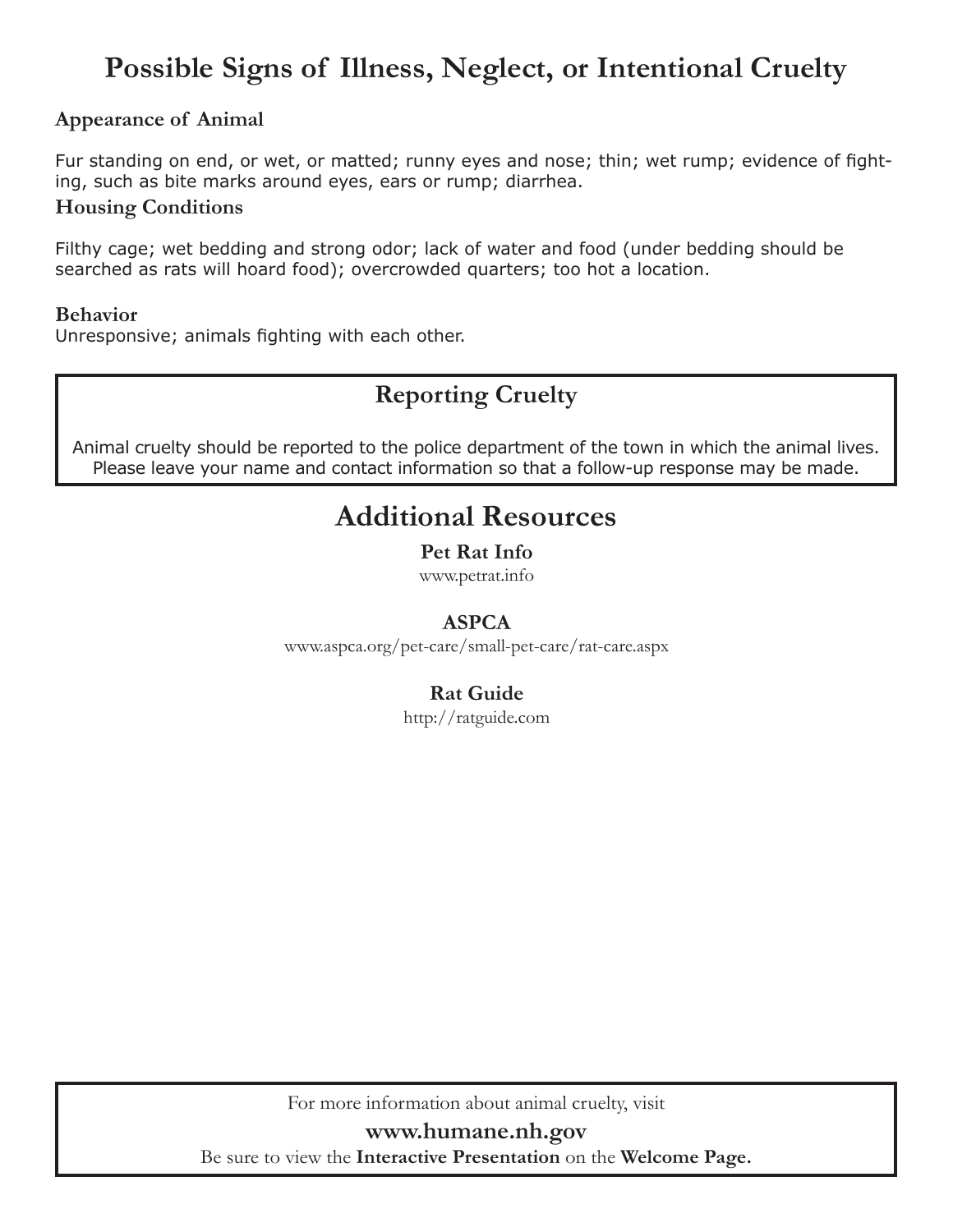# Possible Signs of Illness, Neglect, or Intentional Cruelty

### Appearance of Animal

Fur standing on end, or wet, or matted; runny eyes and nose; thin; wet rump; evidence of fighting, such as bite marks around eyes, ears or rump; diarrhea.

### Housing Conditions

Filthy cage; wet bedding and strong odor; lack of water and food (under bedding should be searched as rats will hoard food); overcrowded quarters; too hot a location.

### Behavior

Unresponsive; animals fighting with each other.

## Reporting Cruelty

Animal cruelty should be reported to the police department of the town in which the animal lives. Please leave your name and contact information so that a follow-up response may be made.

## Additional Resources

**Pet Rat Info**
www.petrat.info

**ASPCA**
www.aspca.org/pet-care/small-pet-care/rat-care.aspx

**Rat Guide**
http://ratguide.com

For more information about animal cruelty, visit

**www.humane.nh.gov**

Be sure to view the **Interactive Presentation** on the **Welcome Page.**